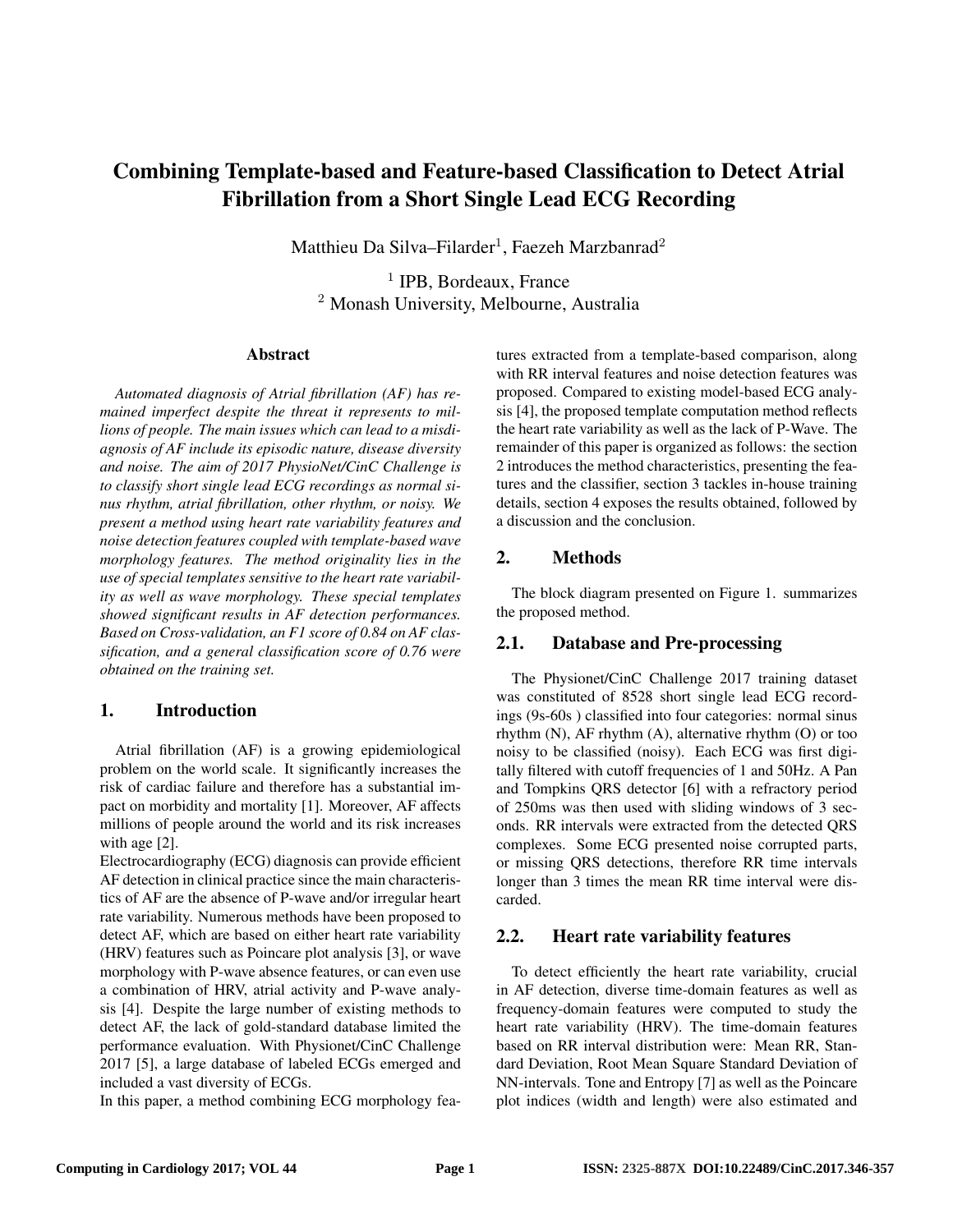# Combining Template-based and Feature-based Classification to Detect Atrial Fibrillation from a Short Single Lead ECG Recording

Matthieu Da Silva–Filarder[1], Faezeh Marzbanrad[2]

[1] IPB, Bordeaux, France
[2] Monash University, Melbourne, Australia

## Abstract

*Automated diagnosis of Atrial fibrillation (AF) has remained imperfect despite the threat it represents to millions of people. The main issues which can lead to a misdiagnosis of AF include its episodic nature, disease diversity and noise. The aim of 2017 PhysioNet/CinC Challenge is to classify short single lead ECG recordings as normal sinus rhythm, atrial fibrillation, other rhythm, or noisy. We present a method using heart rate variability features and noise detection features coupled with template-based wave morphology features. The method originality lies in the use of special templates sensitive to the heart rate variability as well as wave morphology. These special templates showed significant results in AF detection performances. Based on Cross-validation, an F1 score of 0.84 on AF classification, and a general classification score of 0.76 were obtained on the training set.*

## 1. Introduction

Atrial fibrillation (AF) is a growing epidemiological problem on the world scale. It significantly increases the risk of cardiac failure and therefore has a substantial impact on morbidity and mortality [1]. Moreover, AF affects millions of people around the world and its risk increases with age [2].

Electrocardiography (ECG) diagnosis can provide efficient AF detection in clinical practice since the main characteristics of AF are the absence of P-wave and/or irregular heart rate variability. Numerous methods have been proposed to detect AF, which are based on either heart rate variability (HRV) features such as Poincare plot analysis [3], or wave morphology with P-wave absence features, or can even use a combination of HRV, atrial activity and P-wave analysis [4]. Despite the large number of existing methods to detect AF, the lack of gold-standard database limited the performance evaluation. With Physionet/CinC Challenge 2017 [5], a large database of labeled ECGs emerged and included a vast diversity of ECGs.

In this paper, a method combining ECG morphology features extracted from a template-based comparison, along with RR interval features and noise detection features was proposed. Compared to existing model-based ECG analysis [4], the proposed template computation method reflects the heart rate variability as well as the lack of P-Wave. The remainder of this paper is organized as follows: the section 2 introduces the method characteristics, presenting the features and the classifier, section 3 tackles in-house training details, section 4 exposes the results obtained, followed by a discussion and the conclusion.

## 2. Methods

The block diagram presented on Figure 1. summarizes the proposed method.

### 2.1. Database and Pre-processing

The Physionet/CinC Challenge 2017 training dataset was constituted of 8528 short single lead ECG recordings (9s-60s ) classified into four categories: normal sinus rhythm (N), AF rhythm (A), alternative rhythm (O) or too noisy to be classified (noisy). Each ECG was first digitally filtered with cutoff frequencies of 1 and 50Hz. A Pan and Tompkins QRS detector [6] with a refractory period of 250ms was then used with sliding windows of 3 seconds. RR intervals were extracted from the detected QRS complexes. Some ECG presented noise corrupted parts, or missing QRS detections, therefore RR time intervals longer than 3 times the mean RR time interval were discarded.

### 2.2. Heart rate variability features

To detect efficiently the heart rate variability, crucial in AF detection, diverse time-domain features as well as frequency-domain features were computed to study the heart rate variability (HRV). The time-domain features based on RR interval distribution were: Mean RR, Standard Deviation, Root Mean Square Standard Deviation of NN-intervals. Tone and Entropy [7] as well as the Poincare plot indices (width and length) were also estimated and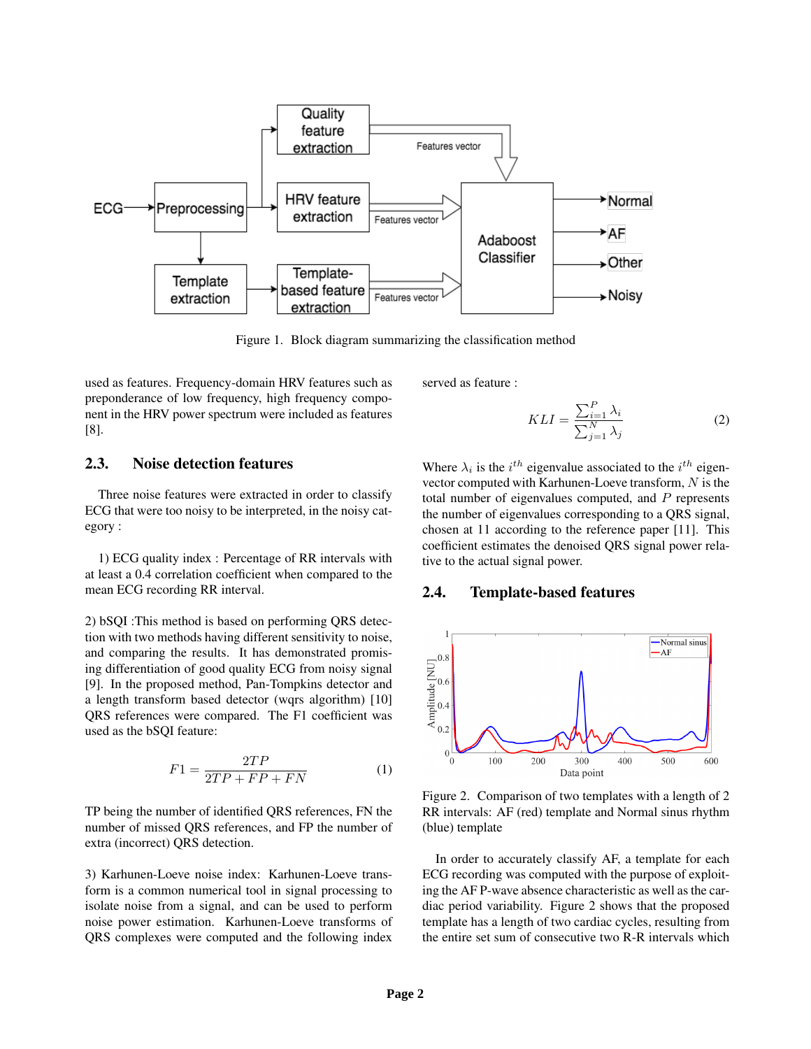Figure 1. Block diagram summarizing the classification method

used as features. Frequency-domain HRV features such as preponderance of low frequency, high frequency component in the HRV power spectrum were included as features [8].

## 2.3. Noise detection features

Three noise features were extracted in order to classify ECG that were too noisy to be interpreted, in the noisy category :

1) ECG quality index : Percentage of RR intervals with at least a 0.4 correlation coefficient when compared to the mean ECG recording RR interval.

2) bSQI :This method is based on performing QRS detection with two methods having different sensitivity to noise, and comparing the results. It has demonstrated promising differentiation of good quality ECG from noisy signal [9]. In the proposed method, Pan-Tompkins detector and a length transform based detector (wqrs algorithm) [10] QRS references were compared. The F1 coefficient was used as the bSQI feature:

$$F1 = \frac{2TP}{2TP + FP + FN} \tag{1}$$

TP being the number of identified QRS references, FN the number of missed QRS references, and FP the number of extra (incorrect) QRS detection.

3) Karhunen-Loeve noise index: Karhunen-Loeve transform is a common numerical tool in signal processing to isolate noise from a signal, and can be used to perform noise power estimation. Karhunen-Loeve transforms of QRS complexes were computed and the following index served as feature :

$$KLI = \frac{\sum_{i=1}^{P} \lambda_i}{\sum_{j=1}^{N} \lambda_j} \tag{2}$$

Where $\lambda_i$ is the $i^{th}$ eigenvalue associated to the $i^{th}$ eigenvector computed with Karhunen-Loeve transform, $N$ is the total number of eigenvalues computed, and $P$ represents the number of eigenvalues corresponding to a QRS signal, chosen at 11 according to the reference paper [11]. This coefficient estimates the denoised QRS signal power relative to the actual signal power.

## 2.4. Template-based features

Figure 2. Comparison of two templates with a length of 2 RR intervals: AF (red) template and Normal sinus rhythm (blue) template

In order to accurately classify AF, a template for each ECG recording was computed with the purpose of exploiting the AF P-wave absence characteristic as well as the cardiac period variability. Figure 2 shows that the proposed template has a length of two cardiac cycles, resulting from the entire set sum of consecutive two R-R intervals which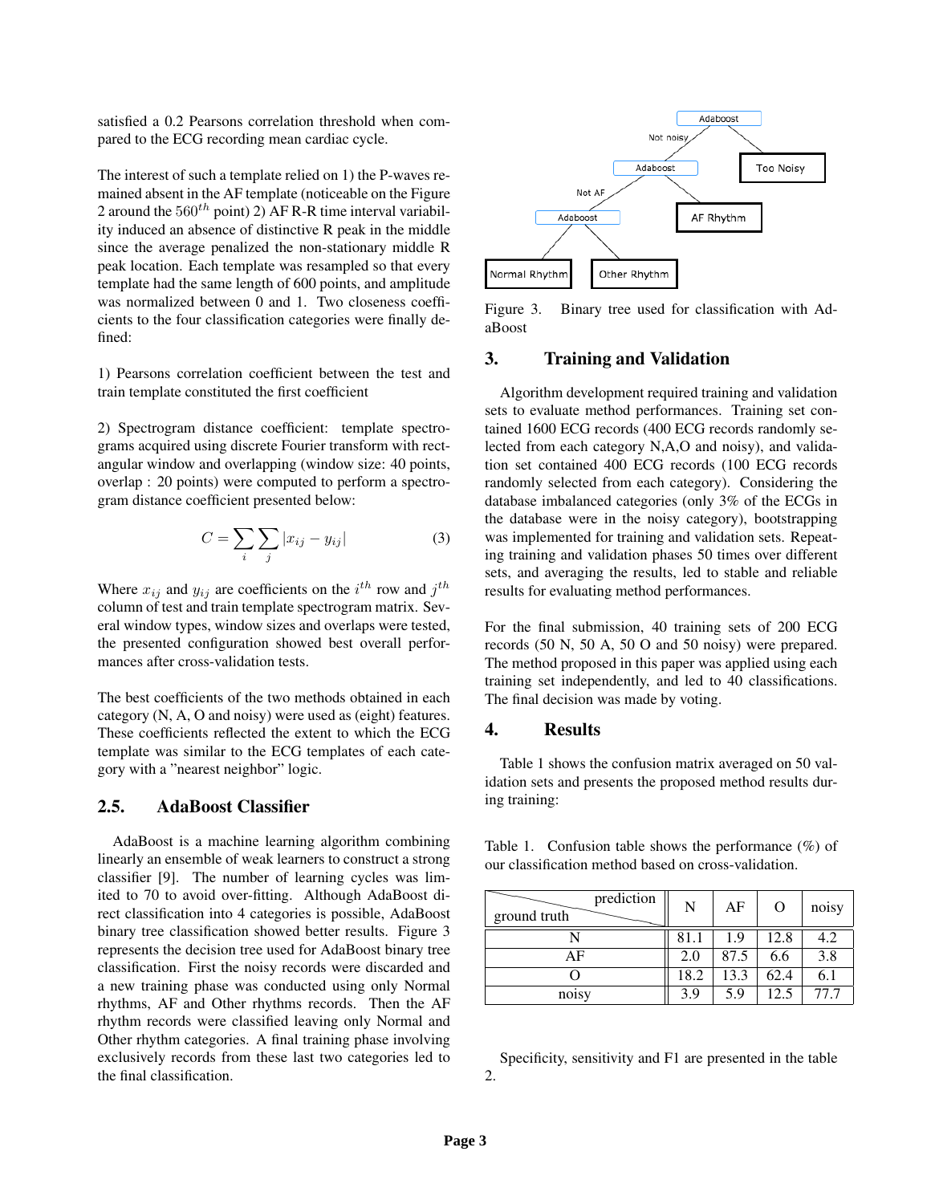satisfied a 0.2 Pearsons correlation threshold when compared to the ECG recording mean cardiac cycle.

The interest of such a template relied on 1) the P-waves remained absent in the AF template (noticeable on the Figure 2 around the $560^{th}$ point) 2) AF R-R time interval variability induced an absence of distinctive R peak in the middle since the average penalized the non-stationary middle R peak location. Each template was resampled so that every template had the same length of 600 points, and amplitude was normalized between 0 and 1. Two closeness coefficients to the four classification categories were finally defined:

1) Pearsons correlation coefficient between the test and train template constituted the first coefficient

2) Spectrogram distance coefficient: template spectrograms acquired using discrete Fourier transform with rectangular window and overlapping (window size: 40 points, overlap : 20 points) were computed to perform a spectrogram distance coefficient presented below:

$$C = \sum_{i} \sum_{j} |x_{ij} - y_{ij}| \tag{3}$$

Where $x_{ij}$ and $y_{ij}$ are coefficients on the $i^{th}$ row and $j^{th}$ column of test and train template spectrogram matrix. Several window types, window sizes and overlaps were tested, the presented configuration showed best overall performances after cross-validation tests.

The best coefficients of the two methods obtained in each category (N, A, O and noisy) were used as (eight) features. These coefficients reflected the extent to which the ECG template was similar to the ECG templates of each category with a "nearest neighbor" logic.

## 2.5. AdaBoost Classifier

AdaBoost is a machine learning algorithm combining linearly an ensemble of weak learners to construct a strong classifier [9]. The number of learning cycles was limited to 70 to avoid over-fitting. Although AdaBoost direct classification into 4 categories is possible, AdaBoost binary tree classification showed better results. Figure 3 represents the decision tree used for AdaBoost binary tree classification. First the noisy records were discarded and a new training phase was conducted using only Normal rhythms, AF and Other rhythms records. Then the AF rhythm records were classified leaving only Normal and Other rhythm categories. A final training phase involving exclusively records from these last two categories led to the final classification.

Figure 3. Binary tree used for classification with AdaBoost

## 3. Training and Validation

Algorithm development required training and validation sets to evaluate method performances. Training set contained 1600 ECG records (400 ECG records randomly selected from each category N,A,O and noisy), and validation set contained 400 ECG records (100 ECG records randomly selected from each category). Considering the database imbalanced categories (only 3% of the ECGs in the database were in the noisy category), bootstrapping was implemented for training and validation sets. Repeating training and validation phases 50 times over different sets, and averaging the results, led to stable and reliable results for evaluating method performances.

For the final submission, 40 training sets of 200 ECG records (50 N, 50 A, 50 O and 50 noisy) were prepared. The method proposed in this paper was applied using each training set independently, and led to 40 classifications. The final decision was made by voting.

## 4. Results

Table 1 shows the confusion matrix averaged on 50 validation sets and presents the proposed method results during training:

Table 1. Confusion table shows the performance (%) of our classification method based on cross-validation.

| ground truth \ prediction | N | AF | O | noisy |
|---|---|---|---|---|
| N | 81.1 | 1.9 | 12.8 | 4.2 |
| AF | 2.0 | 87.5 | 6.6 | 3.8 |
| O | 18.2 | 13.3 | 62.4 | 6.1 |
| noisy | 3.9 | 5.9 | 12.5 | 77.7 |

Specificity, sensitivity and F1 are presented in the table 2.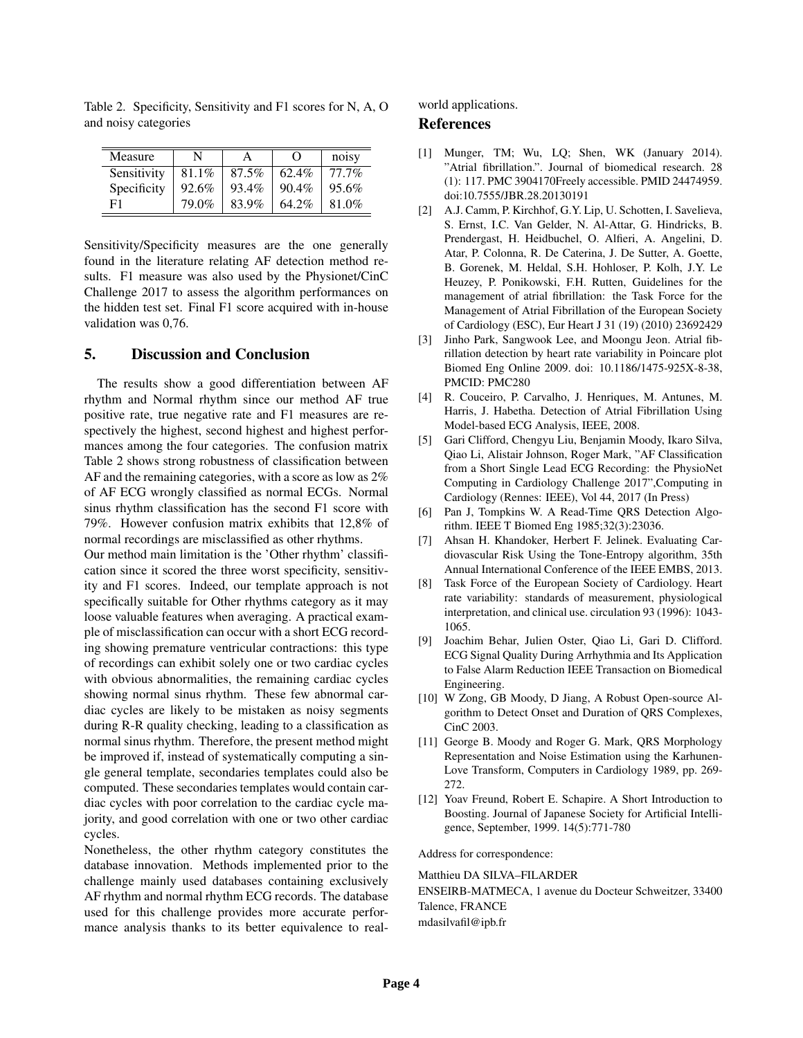Table 2. Specificity, Sensitivity and F1 scores for N, A, O and noisy categories

| Measure | N | A | O | noisy |
|---|---|---|---|---|
| Sensitivity | 81.1% | 87.5% | 62.4% | 77.7% |
| Specificity | 92.6% | 93.4% | 90.4% | 95.6% |
| F1 | 79.0% | 83.9% | 64.2% | 81.0% |

Sensitivity/Specificity measures are the one generally found in the literature relating AF detection method results. F1 measure was also used by the Physionet/CinC Challenge 2017 to assess the algorithm performances on the hidden test set. Final F1 score acquired with in-house validation was 0,76.

## 5. Discussion and Conclusion

The results show a good differentiation between AF rhythm and Normal rhythm since our method AF true positive rate, true negative rate and F1 measures are respectively the highest, second highest and highest performances among the four categories. The confusion matrix Table 2 shows strong robustness of classification between AF and the remaining categories, with a score as low as 2% of AF ECG wrongly classified as normal ECGs. Normal sinus rhythm classification has the second F1 score with 79%. However confusion matrix exhibits that 12,8% of normal recordings are misclassified as other rhythms.

Our method main limitation is the 'Other rhythm' classification since it scored the three worst specificity, sensitivity and F1 scores. Indeed, our template approach is not specifically suitable for Other rhythms category as it may loose valuable features when averaging. A practical example of misclassification can occur with a short ECG recording showing premature ventricular contractions: this type of recordings can exhibit solely one or two cardiac cycles with obvious abnormalities, the remaining cardiac cycles showing normal sinus rhythm. These few abnormal cardiac cycles are likely to be mistaken as noisy segments during R-R quality checking, leading to a classification as normal sinus rhythm. Therefore, the present method might be improved if, instead of systematically computing a single general template, secondaries templates could also be computed. These secondaries templates would contain cardiac cycles with poor correlation to the cardiac cycle majority, and good correlation with one or two other cardiac cycles.

Nonetheless, the other rhythm category constitutes the database innovation. Methods implemented prior to the challenge mainly used databases containing exclusively AF rhythm and normal rhythm ECG records. The database used for this challenge provides more accurate performance analysis thanks to its better equivalence to real-world applications.

## References

[1] Munger, TM; Wu, LQ; Shen, WK (January 2014). "Atrial fibrillation.". Journal of biomedical research. 28 (1): 117. PMC 3904170Freely accessible. PMID 24474959. doi:10.7555/JBR.28.20130191

[2] A.J. Camm, P. Kirchhof, G.Y. Lip, U. Schotten, I. Savelieva, S. Ernst, I.C. Van Gelder, N. Al-Attar, G. Hindricks, B. Prendergast, H. Heidbuchel, O. Alfieri, A. Angelini, D. Atar, P. Colonna, R. De Caterina, J. De Sutter, A. Goette, B. Gorenek, M. Heldal, S.H. Hohloser, P. Kolh, J.Y. Le Heuzey, P. Ponikowski, F.H. Rutten, Guidelines for the management of atrial fibrillation: the Task Force for the Management of Atrial Fibrillation of the European Society of Cardiology (ESC), Eur Heart J 31 (19) (2010) 23692429

[3] Jinho Park, Sangwook Lee, and Moongu Jeon. Atrial fibrillation detection by heart rate variability in Poincare plot Biomed Eng Online 2009. doi: 10.1186/1475-925X-8-38, PMCID: PMC280

[4] R. Couceiro, P. Carvalho, J. Henriques, M. Antunes, M. Harris, J. Habetha. Detection of Atrial Fibrillation Using Model-based ECG Analysis, IEEE, 2008.

[5] Gari Clifford, Chengyu Liu, Benjamin Moody, Ikaro Silva, Qiao Li, Alistair Johnson, Roger Mark, "AF Classification from a Short Single Lead ECG Recording: the PhysioNet Computing in Cardiology Challenge 2017",Computing in Cardiology (Rennes: IEEE), Vol 44, 2017 (In Press)

[6] Pan J, Tompkins W. A Read-Time QRS Detection Algorithm. IEEE T Biomed Eng 1985;32(3):23036.

[7] Ahsan H. Khandoker, Herbert F. Jelinek. Evaluating Cardiovascular Risk Using the Tone-Entropy algorithm, 35th Annual International Conference of the IEEE EMBS, 2013.

[8] Task Force of the European Society of Cardiology. Heart rate variability: standards of measurement, physiological interpretation, and clinical use. circulation 93 (1996): 1043-1065.

[9] Joachim Behar, Julien Oster, Qiao Li, Gari D. Clifford. ECG Signal Quality During Arrhythmia and Its Application to False Alarm Reduction IEEE Transaction on Biomedical Engineering.

[10] W Zong, GB Moody, D Jiang, A Robust Open-source Algorithm to Detect Onset and Duration of QRS Complexes, CinC 2003.

[11] George B. Moody and Roger G. Mark, QRS Morphology Representation and Noise Estimation using the Karhunen-Love Transform, Computers in Cardiology 1989, pp. 269-272.

[12] Yoav Freund, Robert E. Schapire. A Short Introduction to Boosting. Journal of Japanese Society for Artificial Intelligence, September, 1999. 14(5):771-780

Address for correspondence:

Matthieu DA SILVA–FILARDER
ENSEIRB-MATMECA, 1 avenue du Docteur Schweitzer, 33400 Talence, FRANCE
mdasilvafil@ipb.fr